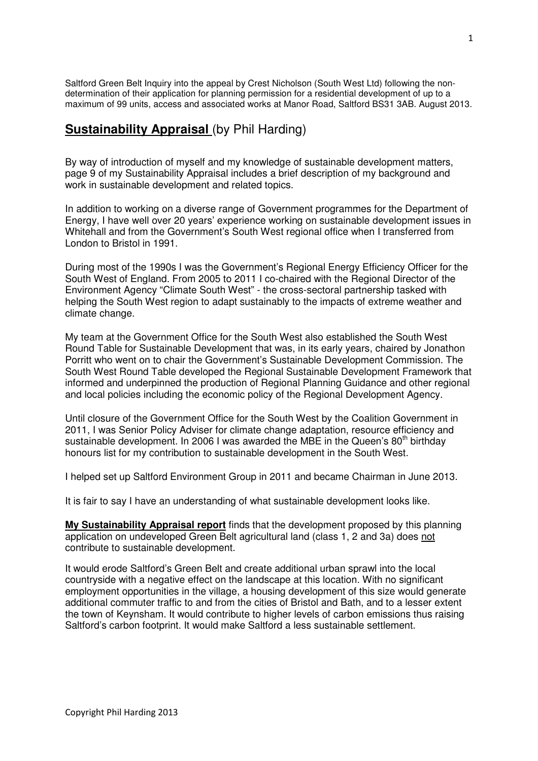Saltford Green Belt Inquiry into the appeal by Crest Nicholson (South West Ltd) following the non-determination of their application for planning permission for a residential development of up to a maximum of 99 units, access and associated works at Manor Road, Saltford BS31 3AB. August 2013.

## **Sustainability Appraisal** (by Phil Harding)

By way of introduction of myself and my knowledge of sustainable development matters, page 9 of my Sustainability Appraisal includes a brief description of my background and work in sustainable development and related topics.

In addition to working on a diverse range of Government programmes for the Department of Energy, I have well over 20 years' experience working on sustainable development issues in Whitehall and from the Government's South West regional office when I transferred from London to Bristol in 1991.

During most of the 1990s I was the Government's Regional Energy Efficiency Officer for the South West of England. From 2005 to 2011 I co-chaired with the Regional Director of the Environment Agency "Climate South West" - the cross-sectoral partnership tasked with helping the South West region to adapt sustainably to the impacts of extreme weather and climate change.

My team at the Government Office for the South West also established the South West Round Table for Sustainable Development that was, in its early years, chaired by Jonathon Porritt who went on to chair the Government's Sustainable Development Commission. The South West Round Table developed the Regional Sustainable Development Framework that informed and underpinned the production of Regional Planning Guidance and other regional and local policies including the economic policy of the Regional Development Agency.

Until closure of the Government Office for the South West by the Coalition Government in 2011, I was Senior Policy Adviser for climate change adaptation, resource efficiency and sustainable development. In 2006 I was awarded the MBE in the Queen's 80th birthday honours list for my contribution to sustainable development in the South West.

I helped set up Saltford Environment Group in 2011 and became Chairman in June 2013.

It is fair to say I have an understanding of what sustainable development looks like.

**My Sustainability Appraisal report** finds that the development proposed by this planning application on undeveloped Green Belt agricultural land (class 1, 2 and 3a) does not contribute to sustainable development.

It would erode Saltford's Green Belt and create additional urban sprawl into the local countryside with a negative effect on the landscape at this location. With no significant employment opportunities in the village, a housing development of this size would generate additional commuter traffic to and from the cities of Bristol and Bath, and to a lesser extent the town of Keynsham. It would contribute to higher levels of carbon emissions thus raising Saltford's carbon footprint. It would make Saltford a less sustainable settlement.

Copyright Phil Harding 2013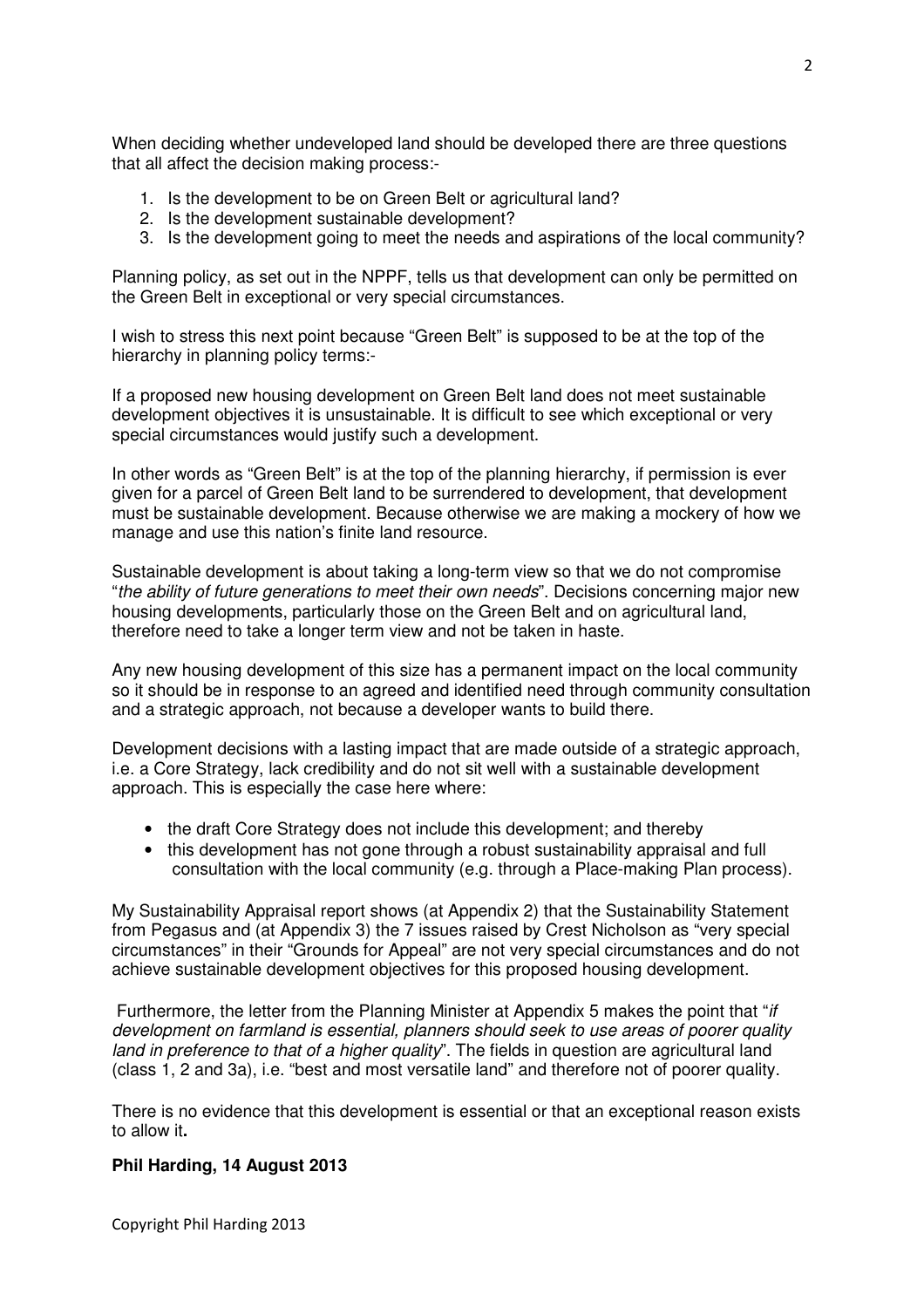When deciding whether undeveloped land should be developed there are three questions that all affect the decision making process:-

1. Is the development to be on Green Belt or agricultural land?
2. Is the development sustainable development?
3. Is the development going to meet the needs and aspirations of the local community?

Planning policy, as set out in the NPPF, tells us that development can only be permitted on the Green Belt in exceptional or very special circumstances.

I wish to stress this next point because "Green Belt" is supposed to be at the top of the hierarchy in planning policy terms:-

If a proposed new housing development on Green Belt land does not meet sustainable development objectives it is unsustainable. It is difficult to see which exceptional or very special circumstances would justify such a development.

In other words as "Green Belt" is at the top of the planning hierarchy, if permission is ever given for a parcel of Green Belt land to be surrendered to development, that development must be sustainable development. Because otherwise we are making a mockery of how we manage and use this nation's finite land resource.

Sustainable development is about taking a long-term view so that we do not compromise "*the ability of future generations to meet their own needs*". Decisions concerning major new housing developments, particularly those on the Green Belt and on agricultural land, therefore need to take a longer term view and not be taken in haste.

Any new housing development of this size has a permanent impact on the local community so it should be in response to an agreed and identified need through community consultation and a strategic approach, not because a developer wants to build there.

Development decisions with a lasting impact that are made outside of a strategic approach, i.e. a Core Strategy, lack credibility and do not sit well with a sustainable development approach. This is especially the case here where:

- the draft Core Strategy does not include this development; and thereby
- this development has not gone through a robust sustainability appraisal and full consultation with the local community (e.g. through a Place-making Plan process).

My Sustainability Appraisal report shows (at Appendix 2) that the Sustainability Statement from Pegasus and (at Appendix 3) the 7 issues raised by Crest Nicholson as "very special circumstances" in their "Grounds for Appeal" are not very special circumstances and do not achieve sustainable development objectives for this proposed housing development.

Furthermore, the letter from the Planning Minister at Appendix 5 makes the point that "*if development on farmland is essential, planners should seek to use areas of poorer quality land in preference to that of a higher quality*". The fields in question are agricultural land (class 1, 2 and 3a), i.e. "best and most versatile land" and therefore not of poorer quality.

There is no evidence that this development is essential or that an exceptional reason exists to allow it**.**

**Phil Harding, 14 August 2013**

Copyright Phil Harding 2013